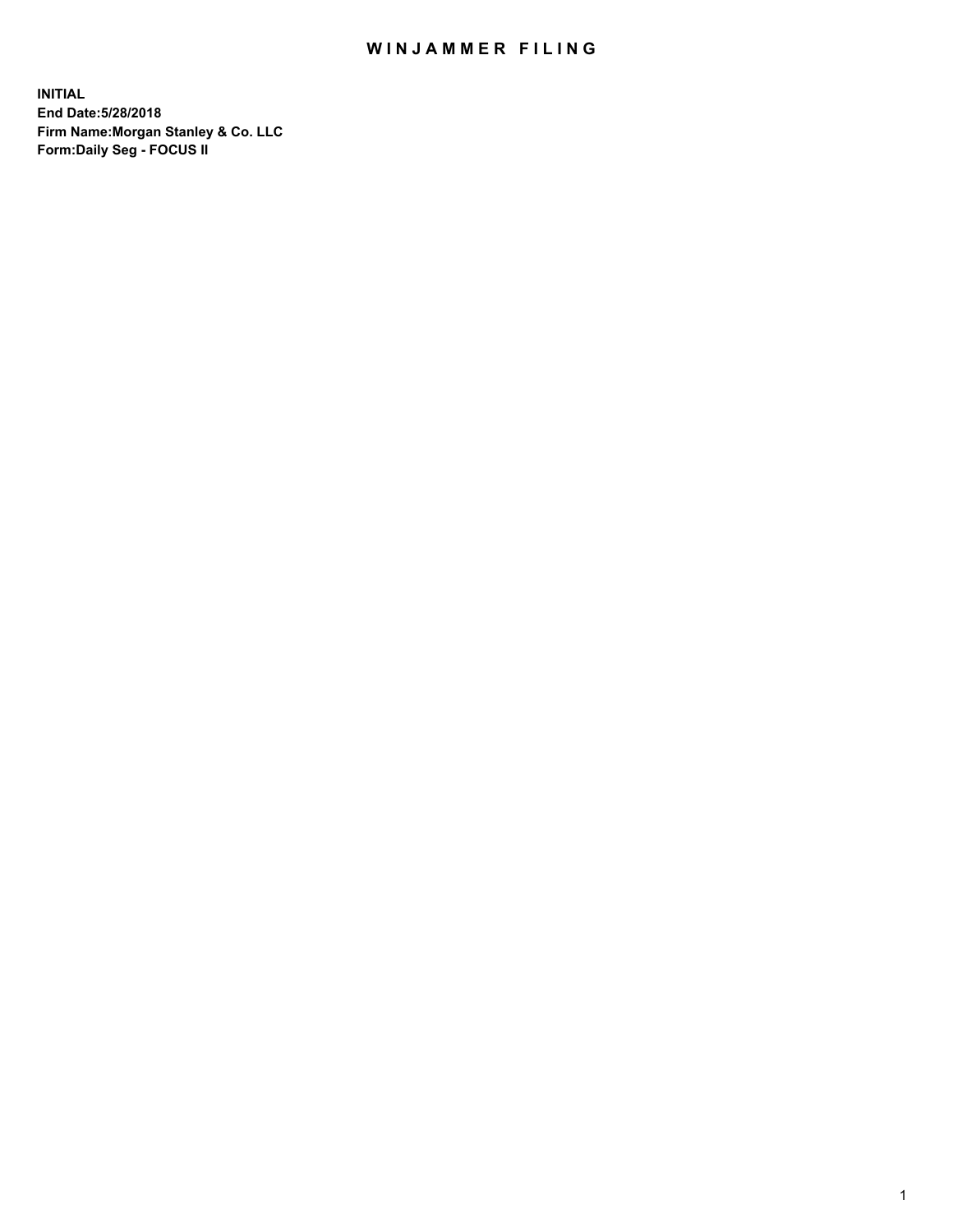# WINJAMMER FILING

**INITIAL**
**End Date:5/28/2018**
**Firm Name:Morgan Stanley & Co. LLC**
**Form:Daily Seg - FOCUS II**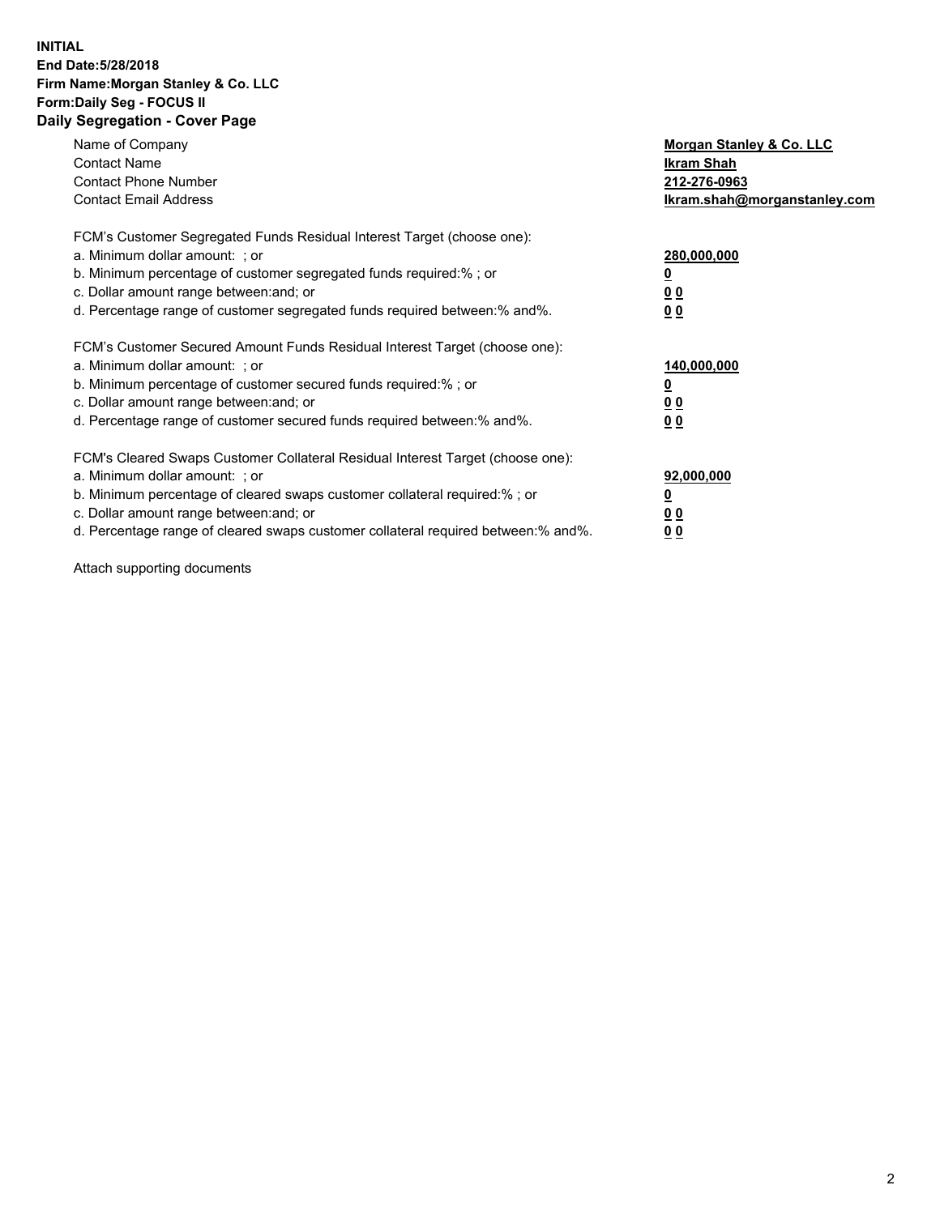**INITIAL**
**End Date:5/28/2018**
**Firm Name:Morgan Stanley & Co. LLC**
**Form:Daily Seg - FOCUS II**
## Daily Segregation - Cover Page

| | |
|---|---|
| Name of Company | **Morgan Stanley & Co. LLC** |
| Contact Name | **Ikram Shah** |
| Contact Phone Number | **212-276-0963** |
| Contact Email Address | **Ikram.shah@morganstanley.com** |

FCM's Customer Segregated Funds Residual Interest Target (choose one):

| | |
|---|---|
| a. Minimum dollar amount: ; or | **280,000,000** |
| b. Minimum percentage of customer segregated funds required:% ; or | **0** |
| c. Dollar amount range between:and; or | **0 0** |
| d. Percentage range of customer segregated funds required between:% and%. | **0 0** |

FCM's Customer Secured Amount Funds Residual Interest Target (choose one):

| | |
|---|---|
| a. Minimum dollar amount: ; or | **140,000,000** |
| b. Minimum percentage of customer secured funds required:% ; or | **0** |
| c. Dollar amount range between:and; or | **0 0** |
| d. Percentage range of customer secured funds required between:% and%. | **0 0** |

FCM's Cleared Swaps Customer Collateral Residual Interest Target (choose one):

| | |
|---|---|
| a. Minimum dollar amount: ; or | **92,000,000** |
| b. Minimum percentage of cleared swaps customer collateral required:% ; or | **0** |
| c. Dollar amount range between:and; or | **0 0** |
| d. Percentage range of cleared swaps customer collateral required between:% and%. | **0 0** |

Attach supporting documents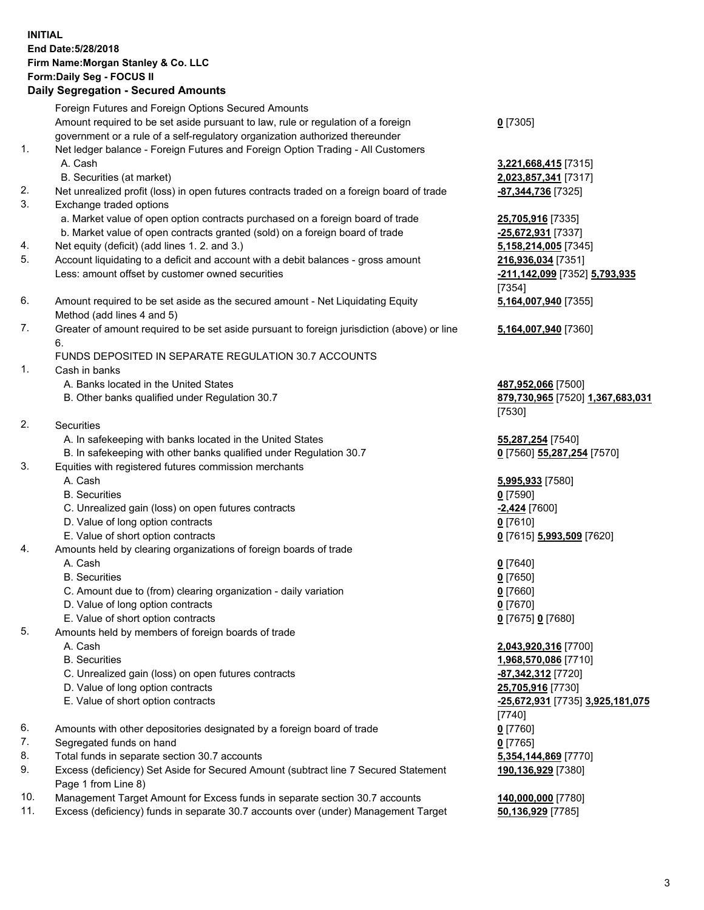**INITIAL**
**End Date:5/28/2018**
**Firm Name:Morgan Stanley & Co. LLC**
**Form:Daily Seg - FOCUS II**
**Daily Segregation - Secured Amounts**

| | | |
|---|---|---|
| | Foreign Futures and Foreign Options Secured Amounts | |
| | Amount required to be set aside pursuant to law, rule or regulation of a foreign government or a rule of a self-regulatory organization authorized thereunder | **0** [7305] |
| 1. | Net ledger balance - Foreign Futures and Foreign Option Trading - All Customers | |
| | A. Cash | **3,221,668,415** [7315] |
| | B. Securities (at market) | **2,023,857,341** [7317] |
| 2. | Net unrealized profit (loss) in open futures contracts traded on a foreign board of trade | **-87,344,736** [7325] |
| 3. | Exchange traded options | |
| | a. Market value of open option contracts purchased on a foreign board of trade | **25,705,916** [7335] |
| | b. Market value of open contracts granted (sold) on a foreign board of trade | **-25,672,931** [7337] |
| 4. | Net equity (deficit) (add lines 1. 2. and 3.) | **5,158,214,005** [7345] |
| 5. | Account liquidating to a deficit and account with a debit balances - gross amount | **216,936,034** [7351] |
| | Less: amount offset by customer owned securities | **-211,142,099** [7352] **5,793,935** [7354] |
| 6. | Amount required to be set aside as the secured amount - Net Liquidating Equity Method (add lines 4 and 5) | **5,164,007,940** [7355] |
| 7. | Greater of amount required to be set aside pursuant to foreign jurisdiction (above) or line 6. | **5,164,007,940** [7360] |
| | FUNDS DEPOSITED IN SEPARATE REGULATION 30.7 ACCOUNTS | |
| 1. | Cash in banks | |
| | A. Banks located in the United States | **487,952,066** [7500] |
| | B. Other banks qualified under Regulation 30.7 | **879,730,965** [7520] **1,367,683,031** [7530] |
| 2. | Securities | |
| | A. In safekeeping with banks located in the United States | **55,287,254** [7540] |
| | B. In safekeeping with other banks qualified under Regulation 30.7 | **0** [7560] **55,287,254** [7570] |
| 3. | Equities with registered futures commission merchants | |
| | A. Cash | **5,995,933** [7580] |
| | B. Securities | **0** [7590] |
| | C. Unrealized gain (loss) on open futures contracts | **-2,424** [7600] |
| | D. Value of long option contracts | **0** [7610] |
| | E. Value of short option contracts | **0** [7615] **5,993,509** [7620] |
| 4. | Amounts held by clearing organizations of foreign boards of trade | |
| | A. Cash | **0** [7640] |
| | B. Securities | **0** [7650] |
| | C. Amount due to (from) clearing organization - daily variation | **0** [7660] |
| | D. Value of long option contracts | **0** [7670] |
| | E. Value of short option contracts | **0** [7675] **0** [7680] |
| 5. | Amounts held by members of foreign boards of trade | |
| | A. Cash | **2,043,920,316** [7700] |
| | B. Securities | **1,968,570,086** [7710] |
| | C. Unrealized gain (loss) on open futures contracts | **-87,342,312** [7720] |
| | D. Value of long option contracts | **25,705,916** [7730] |
| | E. Value of short option contracts | **-25,672,931** [7735] **3,925,181,075** [7740] |
| 6. | Amounts with other depositories designated by a foreign board of trade | **0** [7760] |
| 7. | Segregated funds on hand | **0** [7765] |
| 8. | Total funds in separate section 30.7 accounts | **5,354,144,869** [7770] |
| 9. | Excess (deficiency) Set Aside for Secured Amount (subtract line 7 Secured Statement Page 1 from Line 8) | **190,136,929** [7380] |
| 10. | Management Target Amount for Excess funds in separate section 30.7 accounts | **140,000,000** [7780] |
| 11. | Excess (deficiency) funds in separate 30.7 accounts over (under) Management Target | **50,136,929** [7785] |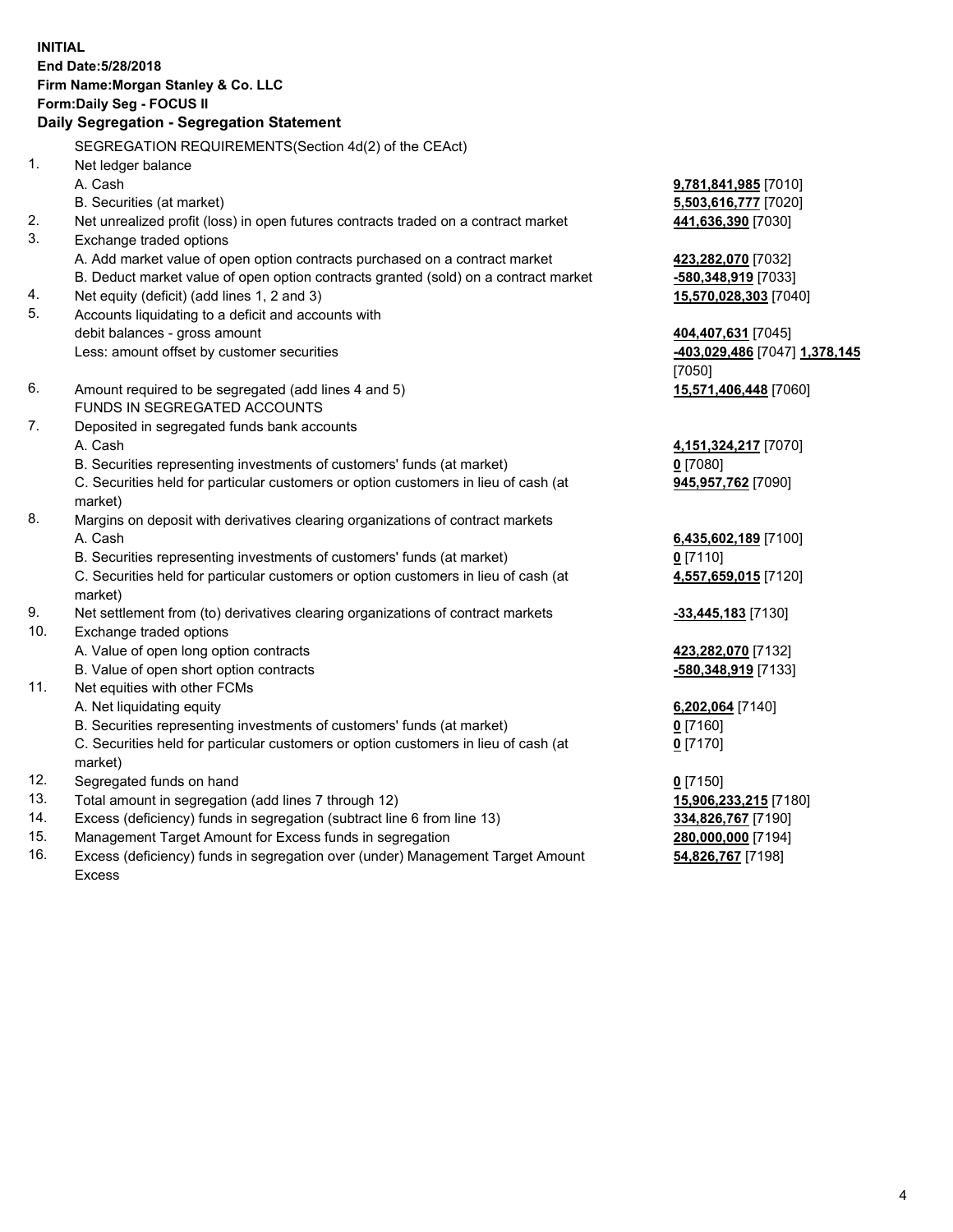**INITIAL**
**End Date:5/28/2018**
**Firm Name:Morgan Stanley & Co. LLC**
**Form:Daily Seg - FOCUS II**
**Daily Segregation - Segregation Statement**

| | | |
|---|---|---|
| | SEGREGATION REQUIREMENTS(Section 4d(2) of the CEAct) | |
| 1. | Net ledger balance | |
| | A. Cash | **9,781,841,985** [7010] |
| | B. Securities (at market) | **5,503,616,777** [7020] |
| 2. | Net unrealized profit (loss) in open futures contracts traded on a contract market | **441,636,390** [7030] |
| 3. | Exchange traded options | |
| | A. Add market value of open option contracts purchased on a contract market | **423,282,070** [7032] |
| | B. Deduct market value of open option contracts granted (sold) on a contract market | **-580,348,919** [7033] |
| 4. | Net equity (deficit) (add lines 1, 2 and 3) | **15,570,028,303** [7040] |
| 5. | Accounts liquidating to a deficit and accounts with debit balances - gross amount | **404,407,631** [7045] |
| | Less: amount offset by customer securities | **-403,029,486** [7047] **1,378,145** [7050] |
| 6. | Amount required to be segregated (add lines 4 and 5) | **15,571,406,448** [7060] |
| | FUNDS IN SEGREGATED ACCOUNTS | |
| 7. | Deposited in segregated funds bank accounts | |
| | A. Cash | **4,151,324,217** [7070] |
| | B. Securities representing investments of customers' funds (at market) | **0** [7080] |
| | C. Securities held for particular customers or option customers in lieu of cash (at market) | **945,957,762** [7090] |
| 8. | Margins on deposit with derivatives clearing organizations of contract markets | |
| | A. Cash | **6,435,602,189** [7100] |
| | B. Securities representing investments of customers' funds (at market) | **0** [7110] |
| | C. Securities held for particular customers or option customers in lieu of cash (at market) | **4,557,659,015** [7120] |
| 9. | Net settlement from (to) derivatives clearing organizations of contract markets | **-33,445,183** [7130] |
| 10. | Exchange traded options | |
| | A. Value of open long option contracts | **423,282,070** [7132] |
| | B. Value of open short option contracts | **-580,348,919** [7133] |
| 11. | Net equities with other FCMs | |
| | A. Net liquidating equity | **6,202,064** [7140] |
| | B. Securities representing investments of customers' funds (at market) | **0** [7160] |
| | C. Securities held for particular customers or option customers in lieu of cash (at market) | **0** [7170] |
| 12. | Segregated funds on hand | **0** [7150] |
| 13. | Total amount in segregation (add lines 7 through 12) | **15,906,233,215** [7180] |
| 14. | Excess (deficiency) funds in segregation (subtract line 6 from line 13) | **334,826,767** [7190] |
| 15. | Management Target Amount for Excess funds in segregation | **280,000,000** [7194] |
| 16. | Excess (deficiency) funds in segregation over (under) Management Target Amount Excess | **54,826,767** [7198] |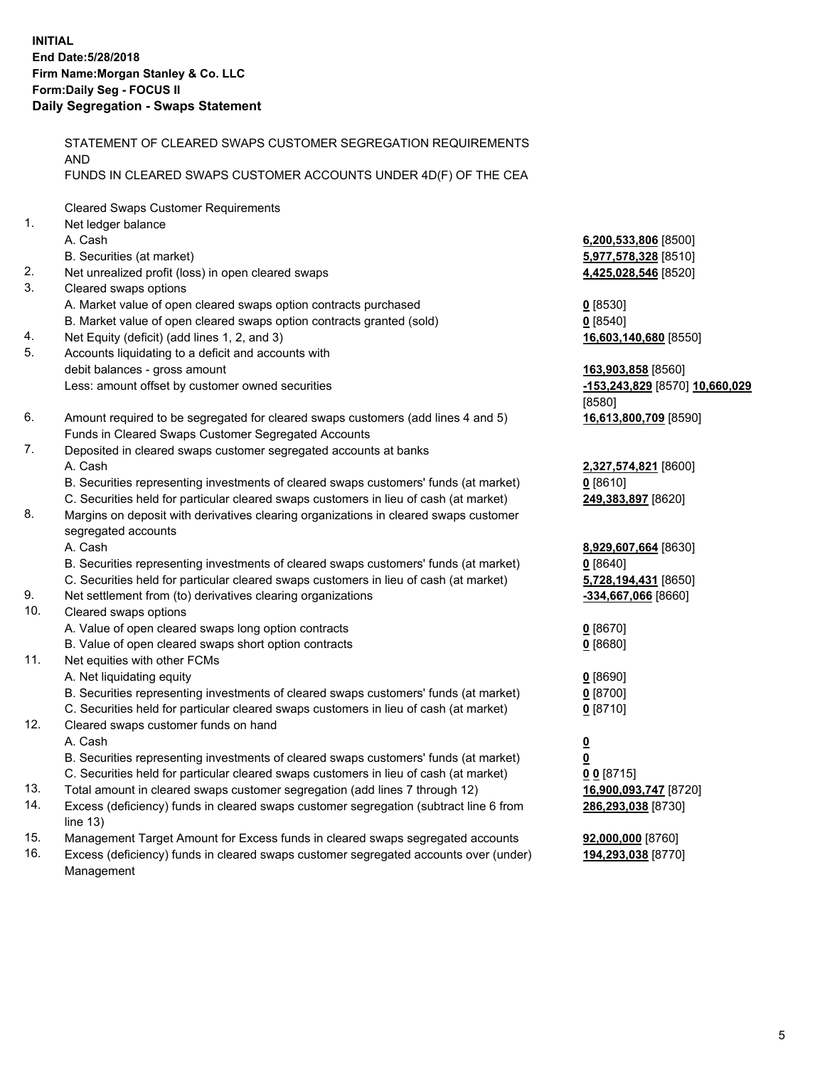**INITIAL**
**End Date:5/28/2018**
**Firm Name:Morgan Stanley & Co. LLC**
**Form:Daily Seg - FOCUS II**
**Daily Segregation - Swaps Statement**

STATEMENT OF CLEARED SWAPS CUSTOMER SEGREGATION REQUIREMENTS AND FUNDS IN CLEARED SWAPS CUSTOMER ACCOUNTS UNDER 4D(F) OF THE CEA

| | | |
|---|---|---|
| | Cleared Swaps Customer Requirements | |
| 1. | Net ledger balance | |
| | A. Cash | **6,200,533,806** [8500] |
| | B. Securities (at market) | **5,977,578,328** [8510] |
| 2. | Net unrealized profit (loss) in open cleared swaps | **4,425,028,546** [8520] |
| 3. | Cleared swaps options | |
| | A. Market value of open cleared swaps option contracts purchased | **0** [8530] |
| | B. Market value of open cleared swaps option contracts granted (sold) | **0** [8540] |
| 4. | Net Equity (deficit) (add lines 1, 2, and 3) | **16,603,140,680** [8550] |
| 5. | Accounts liquidating to a deficit and accounts with debit balances - gross amount | **163,903,858** [8560] |
| | Less: amount offset by customer owned securities | **-153,243,829** [8570] **10,660,029** [8580] |
| 6. | Amount required to be segregated for cleared swaps customers (add lines 4 and 5) | **16,613,800,709** [8590] |
| | Funds in Cleared Swaps Customer Segregated Accounts | |
| 7. | Deposited in cleared swaps customer segregated accounts at banks | |
| | A. Cash | **2,327,574,821** [8600] |
| | B. Securities representing investments of cleared swaps customers' funds (at market) | **0** [8610] |
| | C. Securities held for particular cleared swaps customers in lieu of cash (at market) | **249,383,897** [8620] |
| 8. | Margins on deposit with derivatives clearing organizations in cleared swaps customer segregated accounts | |
| | A. Cash | **8,929,607,664** [8630] |
| | B. Securities representing investments of cleared swaps customers' funds (at market) | **0** [8640] |
| | C. Securities held for particular cleared swaps customers in lieu of cash (at market) | **5,728,194,431** [8650] |
| 9. | Net settlement from (to) derivatives clearing organizations | **-334,667,066** [8660] |
| 10. | Cleared swaps options | |
| | A. Value of open cleared swaps long option contracts | **0** [8670] |
| | B. Value of open cleared swaps short option contracts | **0** [8680] |
| 11. | Net equities with other FCMs | |
| | A. Net liquidating equity | **0** [8690] |
| | B. Securities representing investments of cleared swaps customers' funds (at market) | **0** [8700] |
| | C. Securities held for particular cleared swaps customers in lieu of cash (at market) | **0** [8710] |
| 12. | Cleared swaps customer funds on hand | |
| | A. Cash | **0** |
| | B. Securities representing investments of cleared swaps customers' funds (at market) | **0** |
| | C. Securities held for particular cleared swaps customers in lieu of cash (at market) | **0** **0** [8715] |
| 13. | Total amount in cleared swaps customer segregation (add lines 7 through 12) | **16,900,093,747** [8720] |
| 14. | Excess (deficiency) funds in cleared swaps customer segregation (subtract line 6 from line 13) | **286,293,038** [8730] |
| 15. | Management Target Amount for Excess funds in cleared swaps segregated accounts | **92,000,000** [8760] |
| 16. | Excess (deficiency) funds in cleared swaps customer segregated accounts over (under) Management | **194,293,038** [8770] |